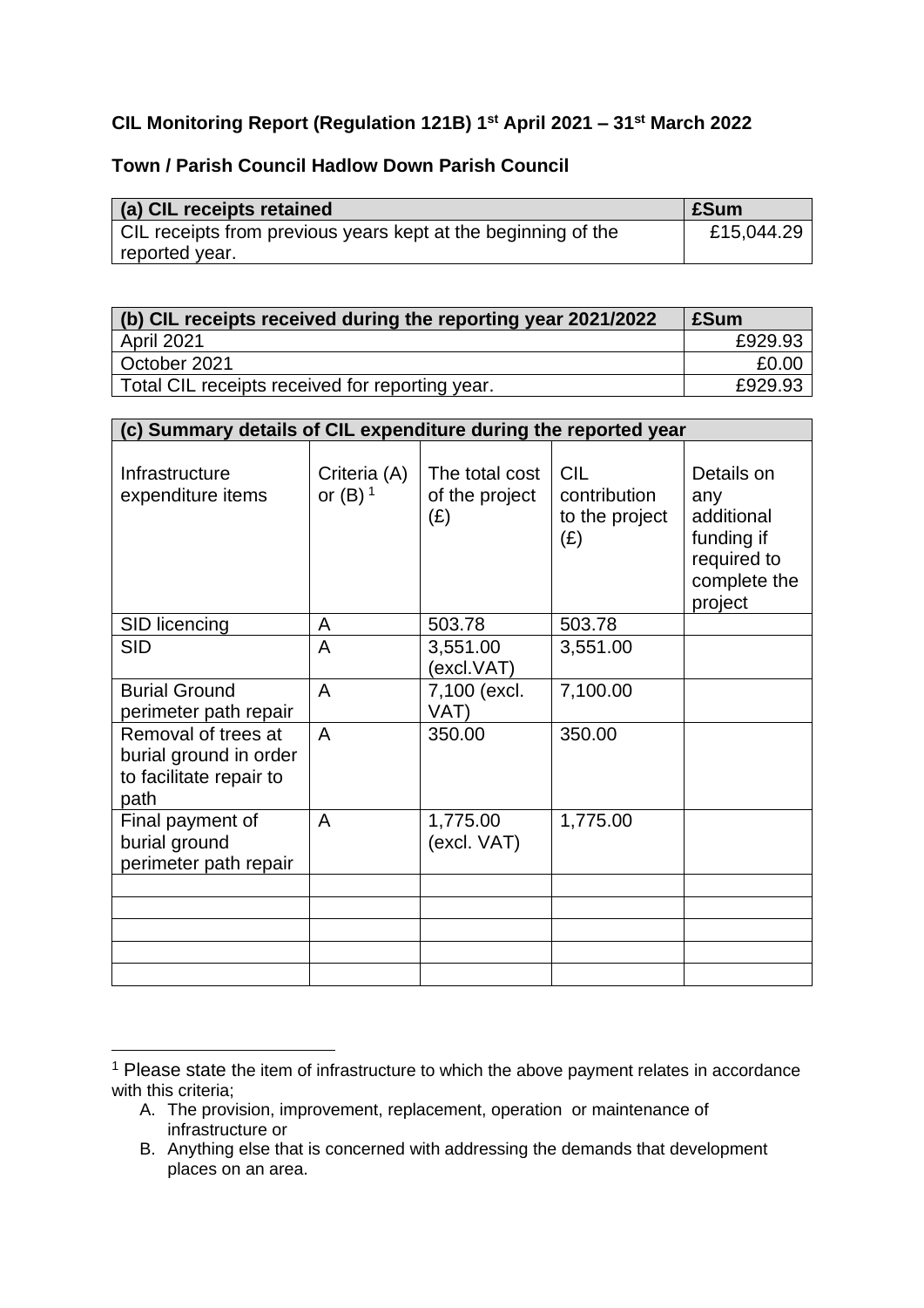**CIL Monitoring Report (Regulation 121B) 1st April 2021 – 31st March 2022**

**Town / Parish Council Hadlow Down Parish Council**

| **(a) CIL receipts retained** | **£Sum** |
|---|---|
| CIL receipts from previous years kept at the beginning of the reported year. | £15,044.29 |

| **(b) CIL receipts received during the reporting year 2021/2022** | **£Sum** |
|---|---|
| April 2021 | £929.93 |
| October 2021 | £0.00 |
| Total CIL receipts received for reporting year. | £929.93 |

**(c) Summary details of CIL expenditure during the reported year**

| Infrastructure expenditure items | Criteria (A) or (B) [1] | The total cost of the project (£) | CIL contribution to the project (£) | Details on any additional funding if required to complete the project |
|---|---|---|---|---|
| SID licencing | A | 503.78 | 503.78 | |
| SID | A | 3,551.00 (excl.VAT) | 3,551.00 | |
| Burial Ground perimeter path repair | A | 7,100 (excl. VAT) | 7,100.00 | |
| Removal of trees at burial ground in order to facilitate repair to path | A | 350.00 | 350.00 | |
| Final payment of burial ground perimeter path repair | A | 1,775.00 (excl. VAT) | 1,775.00 | |
| | | | | |
| | | | | |
| | | | | |
| | | | | |
| | | | | |

[1] Please state the item of infrastructure to which the above payment relates in accordance with this criteria;

A. The provision, improvement, replacement, operation or maintenance of infrastructure or
B. Anything else that is concerned with addressing the demands that development places on an area.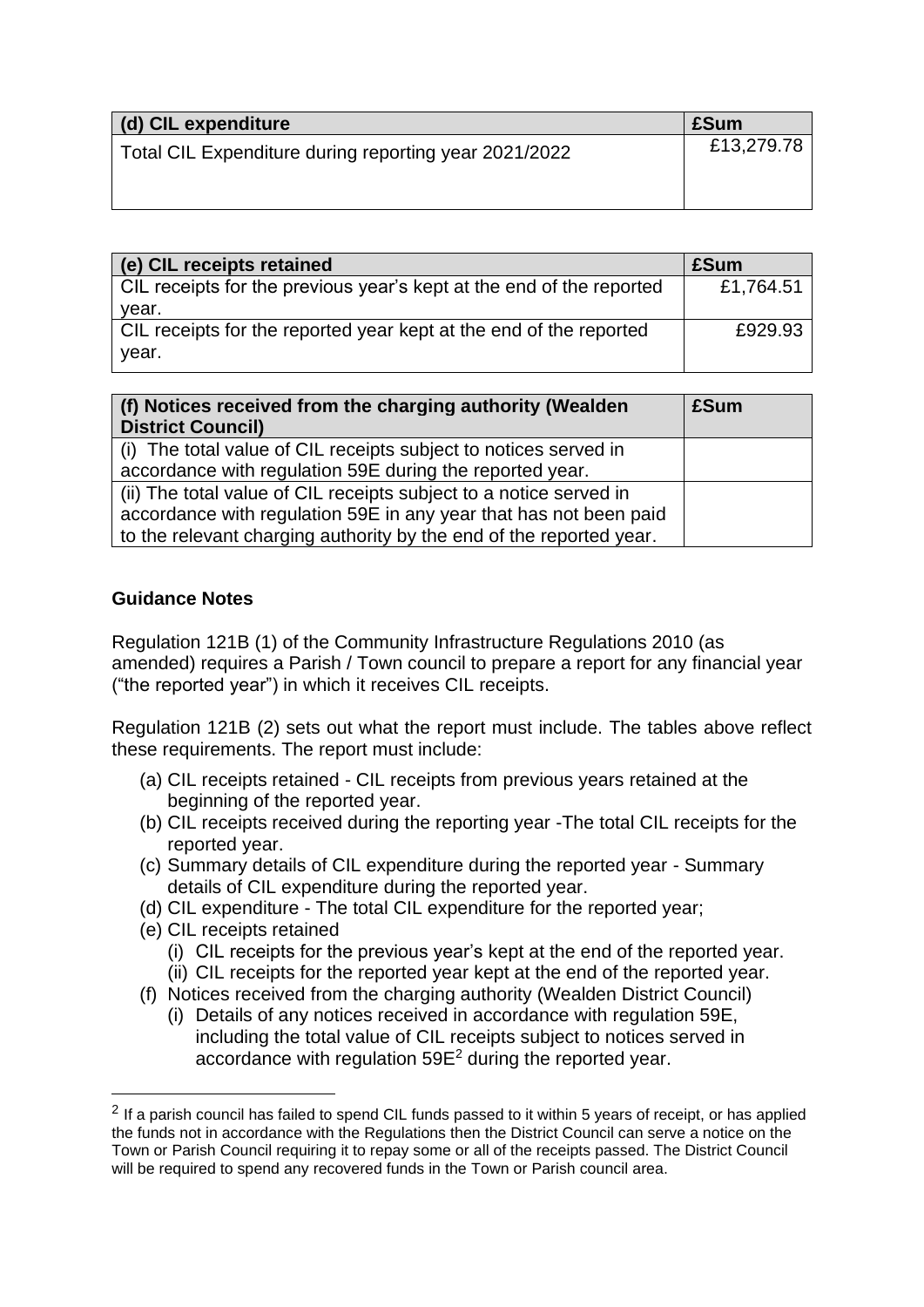| (d) CIL expenditure | £Sum |
| --- | --- |
| Total CIL Expenditure during reporting year 2021/2022 | £13,279.78 |

| (e) CIL receipts retained | £Sum |
| --- | --- |
| CIL receipts for the previous year's kept at the end of the reported year. | £1,764.51 |
| CIL receipts for the reported year kept at the end of the reported year. | £929.93 |

| (f) Notices received from the charging authority (Wealden District Council) | £Sum |
| --- | --- |
| (i) The total value of CIL receipts subject to notices served in accordance with regulation 59E during the reported year. | |
| (ii) The total value of CIL receipts subject to a notice served in accordance with regulation 59E in any year that has not been paid to the relevant charging authority by the end of the reported year. | |

**Guidance Notes**

Regulation 121B (1) of the Community Infrastructure Regulations 2010 (as amended) requires a Parish / Town council to prepare a report for any financial year ("the reported year") in which it receives CIL receipts.

Regulation 121B (2) sets out what the report must include. The tables above reflect these requirements. The report must include:

(a) CIL receipts retained - CIL receipts from previous years retained at the beginning of the reported year.
(b) CIL receipts received during the reporting year -The total CIL receipts for the reported year.
(c) Summary details of CIL expenditure during the reported year - Summary details of CIL expenditure during the reported year.
(d) CIL expenditure - The total CIL expenditure for the reported year;
(e) CIL receipts retained
    (i) CIL receipts for the previous year's kept at the end of the reported year.
    (ii) CIL receipts for the reported year kept at the end of the reported year.
(f) Notices received from the charging authority (Wealden District Council)
    (i) Details of any notices received in accordance with regulation 59E, including the total value of CIL receipts subject to notices served in accordance with regulation 59E[2] during the reported year.

[2] If a parish council has failed to spend CIL funds passed to it within 5 years of receipt, or has applied the funds not in accordance with the Regulations then the District Council can serve a notice on the Town or Parish Council requiring it to repay some or all of the receipts passed. The District Council will be required to spend any recovered funds in the Town or Parish council area.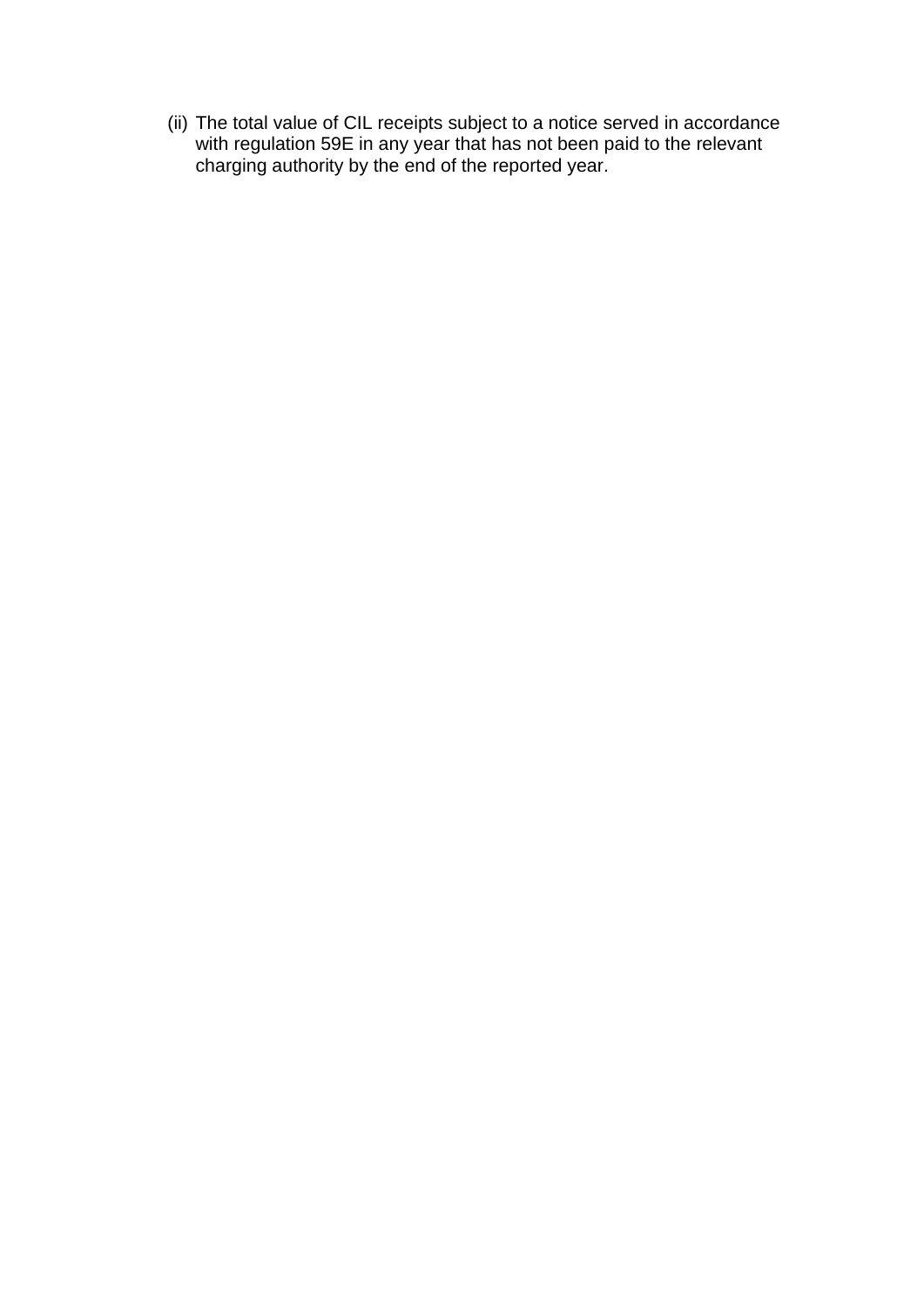(ii) The total value of CIL receipts subject to a notice served in accordance with regulation 59E in any year that has not been paid to the relevant charging authority by the end of the reported year.